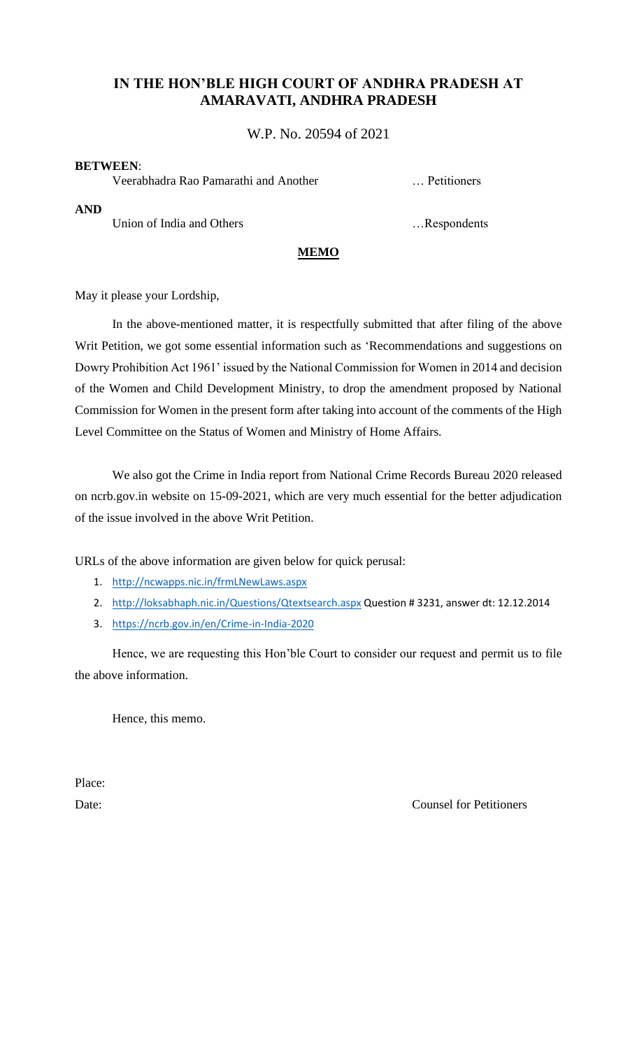# IN THE HON'BLE HIGH COURT OF ANDHRA PRADESH AT AMARAVATI, ANDHRA PRADESH

W.P. No. 20594 of 2021

**BETWEEN**:

Veerabhadra Rao Pamarathi and Another … Petitioners

**AND**

Union of India and Others …Respondents

**MEMO**

May it please your Lordship,

In the above-mentioned matter, it is respectfully submitted that after filing of the above Writ Petition, we got some essential information such as 'Recommendations and suggestions on Dowry Prohibition Act 1961' issued by the National Commission for Women in 2014 and decision of the Women and Child Development Ministry, to drop the amendment proposed by National Commission for Women in the present form after taking into account of the comments of the High Level Committee on the Status of Women and Ministry of Home Affairs.

We also got the Crime in India report from National Crime Records Bureau 2020 released on ncrb.gov.in website on 15-09-2021, which are very much essential for the better adjudication of the issue involved in the above Writ Petition.

URLs of the above information are given below for quick perusal:

1. http://ncwapps.nic.in/frmLNewLaws.aspx
2. http://loksabhaph.nic.in/Questions/Qtextsearch.aspx Question # 3231, answer dt: 12.12.2014
3. https://ncrb.gov.in/en/Crime-in-India-2020

Hence, we are requesting this Hon'ble Court to consider our request and permit us to file the above information.

Hence, this memo.

Place:

Date: Counsel for Petitioners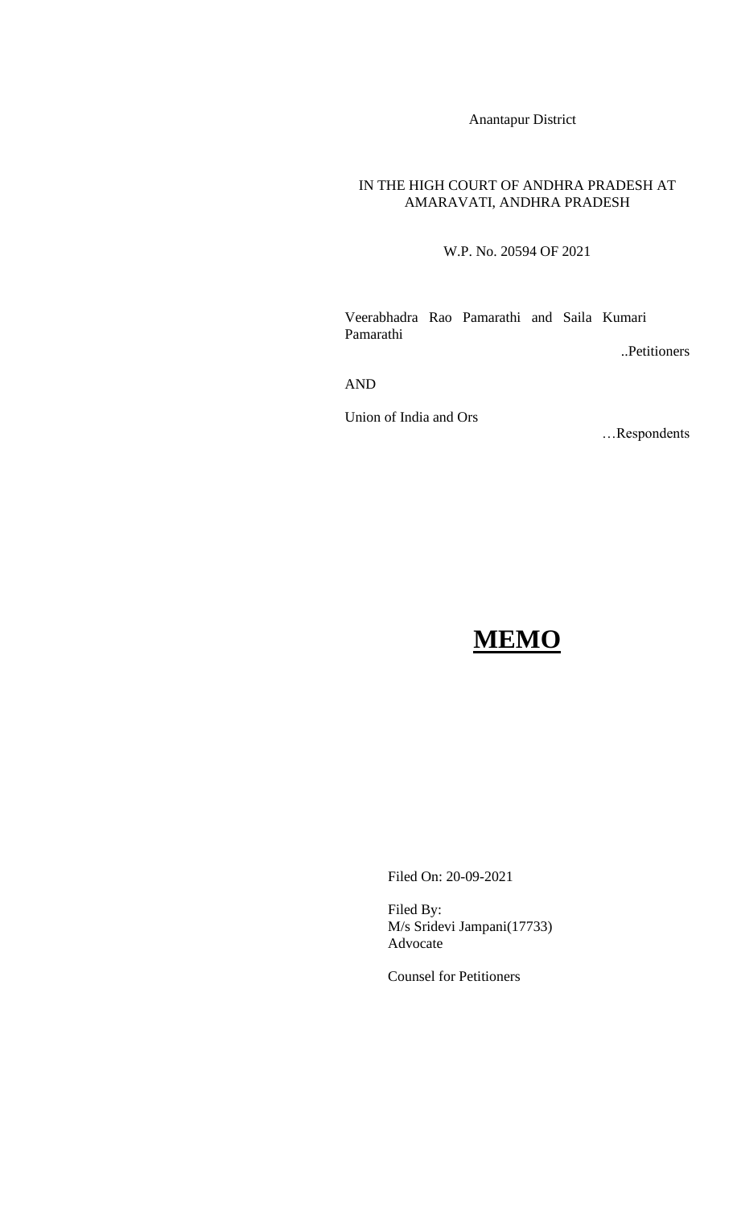Anantapur District

IN THE HIGH COURT OF ANDHRA PRADESH AT AMARAVATI, ANDHRA PRADESH

W.P. No. 20594 OF 2021

Veerabhadra Rao Pamarathi and Saila Kumari Pamarathi

..Petitioners

AND

Union of India and Ors

…Respondents

# **MEMO**

Filed On: 20-09-2021

Filed By:
M/s Sridevi Jampani(17733)
Advocate

Counsel for Petitioners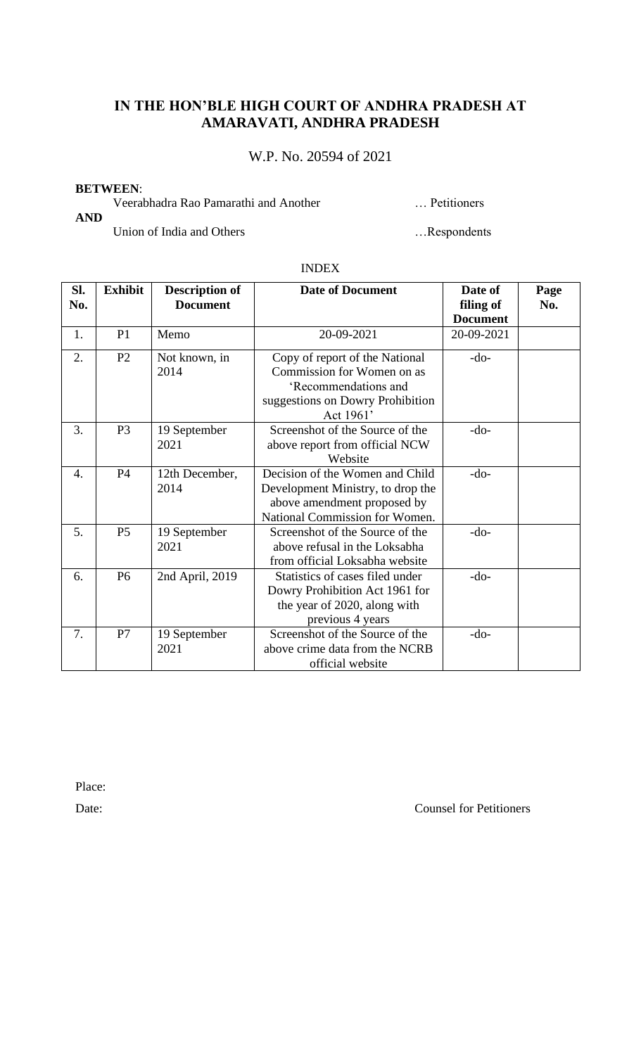## IN THE HON'BLE HIGH COURT OF ANDHRA PRADESH AT AMARAVATI, ANDHRA PRADESH

W.P. No. 20594 of 2021

**BETWEEN**:

Veerabhadra Rao Pamarathi and Another … Petitioners

**AND**

Union of India and Others …Respondents

INDEX

| Sl. No. | Exhibit | Description of Document | Date of Document | Date of filing of Document | Page No. |
|---|---|---|---|---|---|
| 1. | P1 | Memo | 20-09-2021 | 20-09-2021 | |
| 2. | P2 | Not known, in 2014 | Copy of report of the National Commission for Women on as 'Recommendations and suggestions on Dowry Prohibition Act 1961' | -do- | |
| 3. | P3 | 19 September 2021 | Screenshot of the Source of the above report from official NCW Website | -do- | |
| 4. | P4 | 12th December, 2014 | Decision of the Women and Child Development Ministry, to drop the above amendment proposed by National Commission for Women. | -do- | |
| 5. | P5 | 19 September 2021 | Screenshot of the Source of the above refusal in the Loksabha from official Loksabha website | -do- | |
| 6. | P6 | 2nd April, 2019 | Statistics of cases filed under Dowry Prohibition Act 1961 for the year of 2020, along with previous 4 years | -do- | |
| 7. | P7 | 19 September 2021 | Screenshot of the Source of the above crime data from the NCRB official website | -do- | |

Place:

Date: Counsel for Petitioners